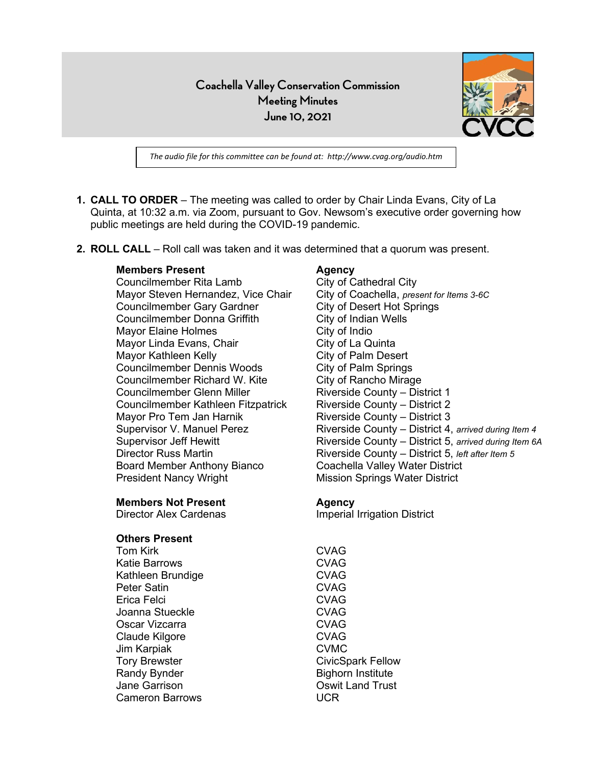# Coachella Valley Conservation Commission
## Meeting Minutes
## June 10, 2021

*The audio file for this committee can be found at: http://www.cvag.org/audio.htm*

1. **CALL TO ORDER** – The meeting was called to order by Chair Linda Evans, City of La Quinta, at 10:32 a.m. via Zoom, pursuant to Gov. Newsom's executive order governing how public meetings are held during the COVID-19 pandemic.

2. **ROLL CALL** – Roll call was taken and it was determined that a quorum was present.

| **Members Present** | **Agency** |
|---|---|
| Councilmember Rita Lamb | City of Cathedral City |
| Mayor Steven Hernandez, Vice Chair | City of Coachella, *present for Items 3-6C* |
| Councilmember Gary Gardner | City of Desert Hot Springs |
| Councilmember Donna Griffith | City of Indian Wells |
| Mayor Elaine Holmes | City of Indio |
| Mayor Linda Evans, Chair | City of La Quinta |
| Mayor Kathleen Kelly | City of Palm Desert |
| Councilmember Dennis Woods | City of Palm Springs |
| Councilmember Richard W. Kite | City of Rancho Mirage |
| Councilmember Glenn Miller | Riverside County – District 1 |
| Councilmember Kathleen Fitzpatrick | Riverside County – District 2 |
| Mayor Pro Tem Jan Harnik | Riverside County – District 3 |
| Supervisor V. Manuel Perez | Riverside County – District 4, *arrived during Item 4* |
| Supervisor Jeff Hewitt | Riverside County – District 5, *arrived during Item 6A* |
| Director Russ Martin | Riverside County – District 5, *left after Item 5* |
| Board Member Anthony Bianco | Coachella Valley Water District |
| President Nancy Wright | Mission Springs Water District |

| **Members Not Present** | **Agency** |
|---|---|
| Director Alex Cardenas | Imperial Irrigation District |

| **Others Present** | |
|---|---|
| Tom Kirk | CVAG |
| Katie Barrows | CVAG |
| Kathleen Brundige | CVAG |
| Peter Satin | CVAG |
| Erica Felci | CVAG |
| Joanna Stueckle | CVAG |
| Oscar Vizcarra | CVAG |
| Claude Kilgore | CVAG |
| Jim Karpiak | CVMC |
| Tory Brewster | CivicSpark Fellow |
| Randy Bynder | Bighorn Institute |
| Jane Garrison | Oswit Land Trust |
| Cameron Barrows | UCR |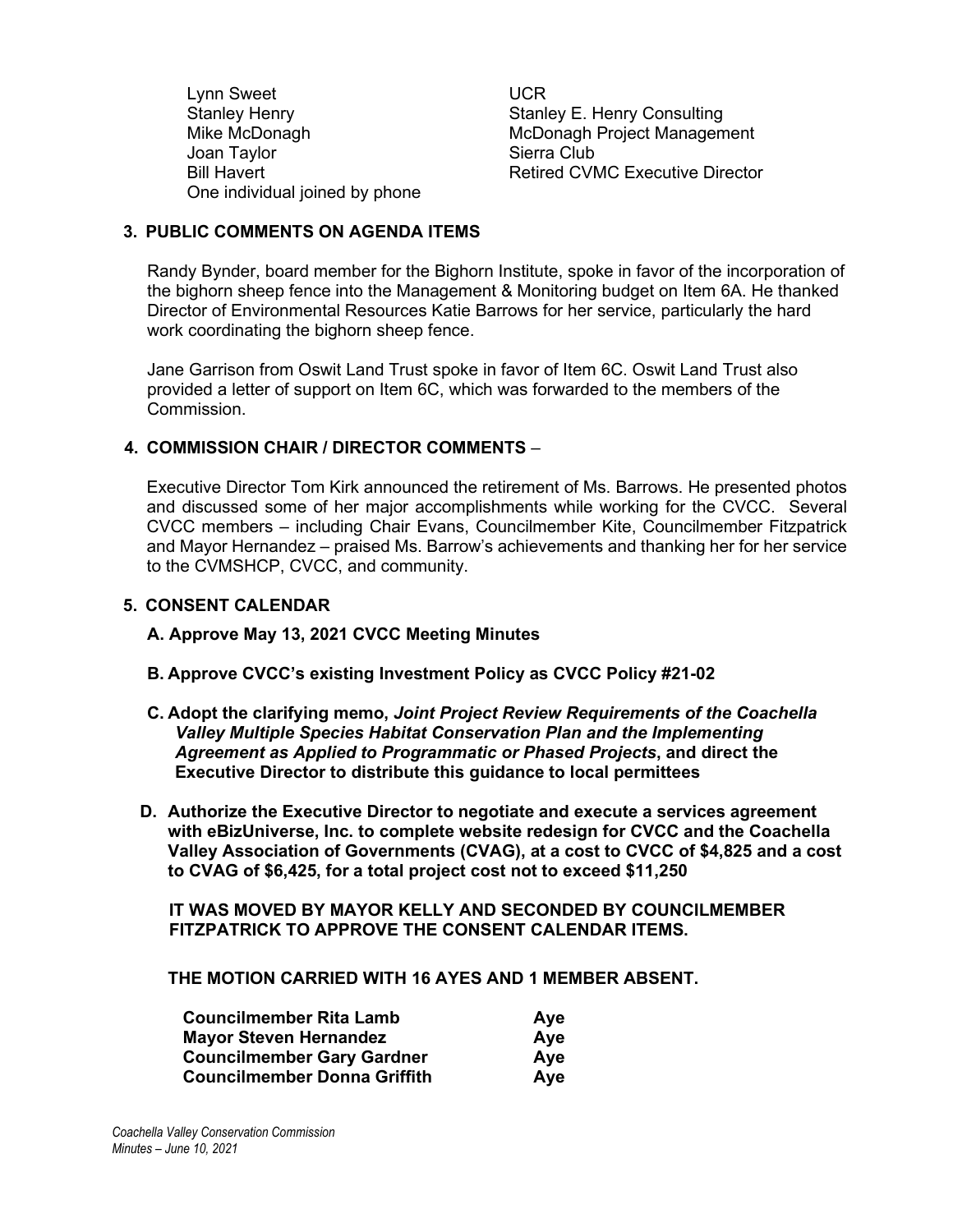| | |
|---|---|
| Lynn Sweet | UCR |
| Stanley Henry | Stanley E. Henry Consulting |
| Mike McDonagh | McDonagh Project Management |
| Joan Taylor | Sierra Club |
| Bill Havert | Retired CVMC Executive Director |
| One individual joined by phone | |

## 3. PUBLIC COMMENTS ON AGENDA ITEMS

Randy Bynder, board member for the Bighorn Institute, spoke in favor of the incorporation of the bighorn sheep fence into the Management & Monitoring budget on Item 6A. He thanked Director of Environmental Resources Katie Barrows for her service, particularly the hard work coordinating the bighorn sheep fence.

Jane Garrison from Oswit Land Trust spoke in favor of Item 6C. Oswit Land Trust also provided a letter of support on Item 6C, which was forwarded to the members of the Commission.

## 4. COMMISSION CHAIR / DIRECTOR COMMENTS –

Executive Director Tom Kirk announced the retirement of Ms. Barrows. He presented photos and discussed some of her major accomplishments while working for the CVCC. Several CVCC members – including Chair Evans, Councilmember Kite, Councilmember Fitzpatrick and Mayor Hernandez – praised Ms. Barrow's achievements and thanking her for her service to the CVMSHCP, CVCC, and community.

## 5. CONSENT CALENDAR

**A. Approve May 13, 2021 CVCC Meeting Minutes**

**B. Approve CVCC's existing Investment Policy as CVCC Policy #21-02**

**C. Adopt the clarifying memo, *Joint Project Review Requirements of the Coachella Valley Multiple Species Habitat Conservation Plan and the Implementing Agreement as Applied to Programmatic or Phased Projects*, and direct the Executive Director to distribute this guidance to local permittees**

**D. Authorize the Executive Director to negotiate and execute a services agreement with eBizUniverse, Inc. to complete website redesign for CVCC and the Coachella Valley Association of Governments (CVAG), at a cost to CVCC of $4,825 and a cost to CVAG of $6,425, for a total project cost not to exceed $11,250**

**IT WAS MOVED BY MAYOR KELLY AND SECONDED BY COUNCILMEMBER FITZPATRICK TO APPROVE THE CONSENT CALENDAR ITEMS.**

**THE MOTION CARRIED WITH 16 AYES AND 1 MEMBER ABSENT.**

| | |
|---|---|
| **Councilmember Rita Lamb** | **Aye** |
| **Mayor Steven Hernandez** | **Aye** |
| **Councilmember Gary Gardner** | **Aye** |
| **Councilmember Donna Griffith** | **Aye** |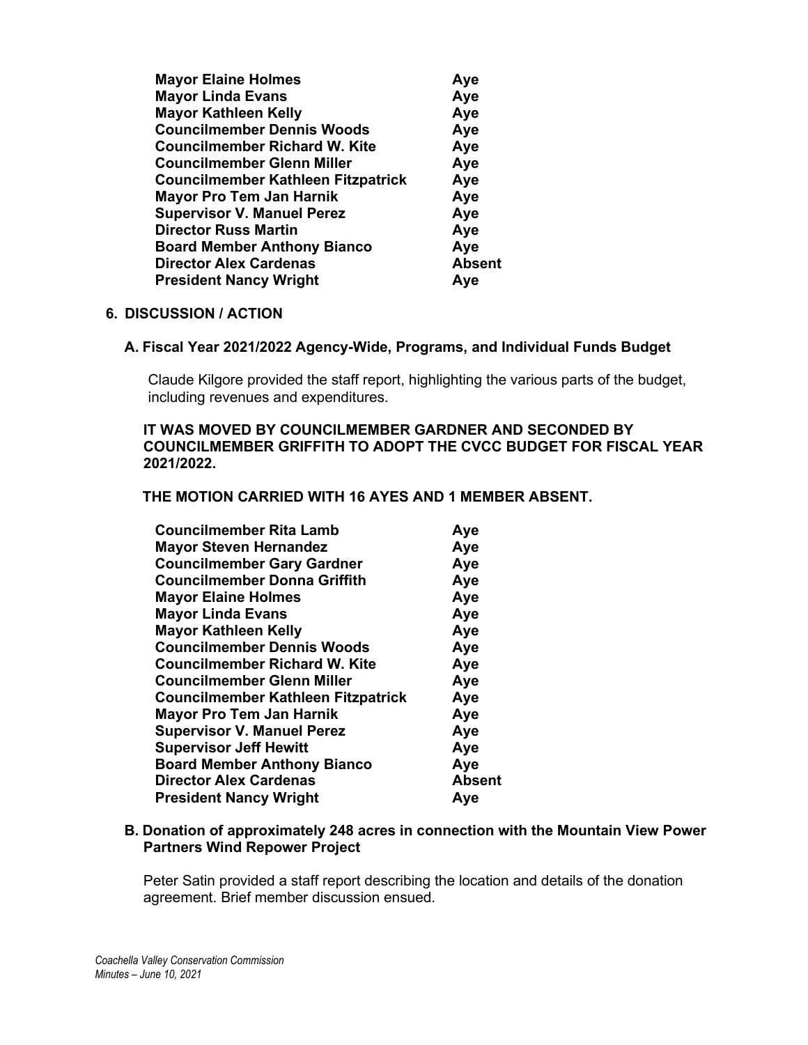| | |
|---|---|
| **Mayor Elaine Holmes** | **Aye** |
| **Mayor Linda Evans** | **Aye** |
| **Mayor Kathleen Kelly** | **Aye** |
| **Councilmember Dennis Woods** | **Aye** |
| **Councilmember Richard W. Kite** | **Aye** |
| **Councilmember Glenn Miller** | **Aye** |
| **Councilmember Kathleen Fitzpatrick** | **Aye** |
| **Mayor Pro Tem Jan Harnik** | **Aye** |
| **Supervisor V. Manuel Perez** | **Aye** |
| **Director Russ Martin** | **Aye** |
| **Board Member Anthony Bianco** | **Aye** |
| **Director Alex Cardenas** | **Absent** |
| **President Nancy Wright** | **Aye** |

## 6. DISCUSSION / ACTION

### A. Fiscal Year 2021/2022 Agency-Wide, Programs, and Individual Funds Budget

Claude Kilgore provided the staff report, highlighting the various parts of the budget, including revenues and expenditures.

**IT WAS MOVED BY COUNCILMEMBER GARDNER AND SECONDED BY COUNCILMEMBER GRIFFITH TO ADOPT THE CVCC BUDGET FOR FISCAL YEAR 2021/2022.**

**THE MOTION CARRIED WITH 16 AYES AND 1 MEMBER ABSENT.**

| | |
|---|---|
| **Councilmember Rita Lamb** | **Aye** |
| **Mayor Steven Hernandez** | **Aye** |
| **Councilmember Gary Gardner** | **Aye** |
| **Councilmember Donna Griffith** | **Aye** |
| **Mayor Elaine Holmes** | **Aye** |
| **Mayor Linda Evans** | **Aye** |
| **Mayor Kathleen Kelly** | **Aye** |
| **Councilmember Dennis Woods** | **Aye** |
| **Councilmember Richard W. Kite** | **Aye** |
| **Councilmember Glenn Miller** | **Aye** |
| **Councilmember Kathleen Fitzpatrick** | **Aye** |
| **Mayor Pro Tem Jan Harnik** | **Aye** |
| **Supervisor V. Manuel Perez** | **Aye** |
| **Supervisor Jeff Hewitt** | **Aye** |
| **Board Member Anthony Bianco** | **Aye** |
| **Director Alex Cardenas** | **Absent** |
| **President Nancy Wright** | **Aye** |

### B. Donation of approximately 248 acres in connection with the Mountain View Power Partners Wind Repower Project

Peter Satin provided a staff report describing the location and details of the donation agreement. Brief member discussion ensued.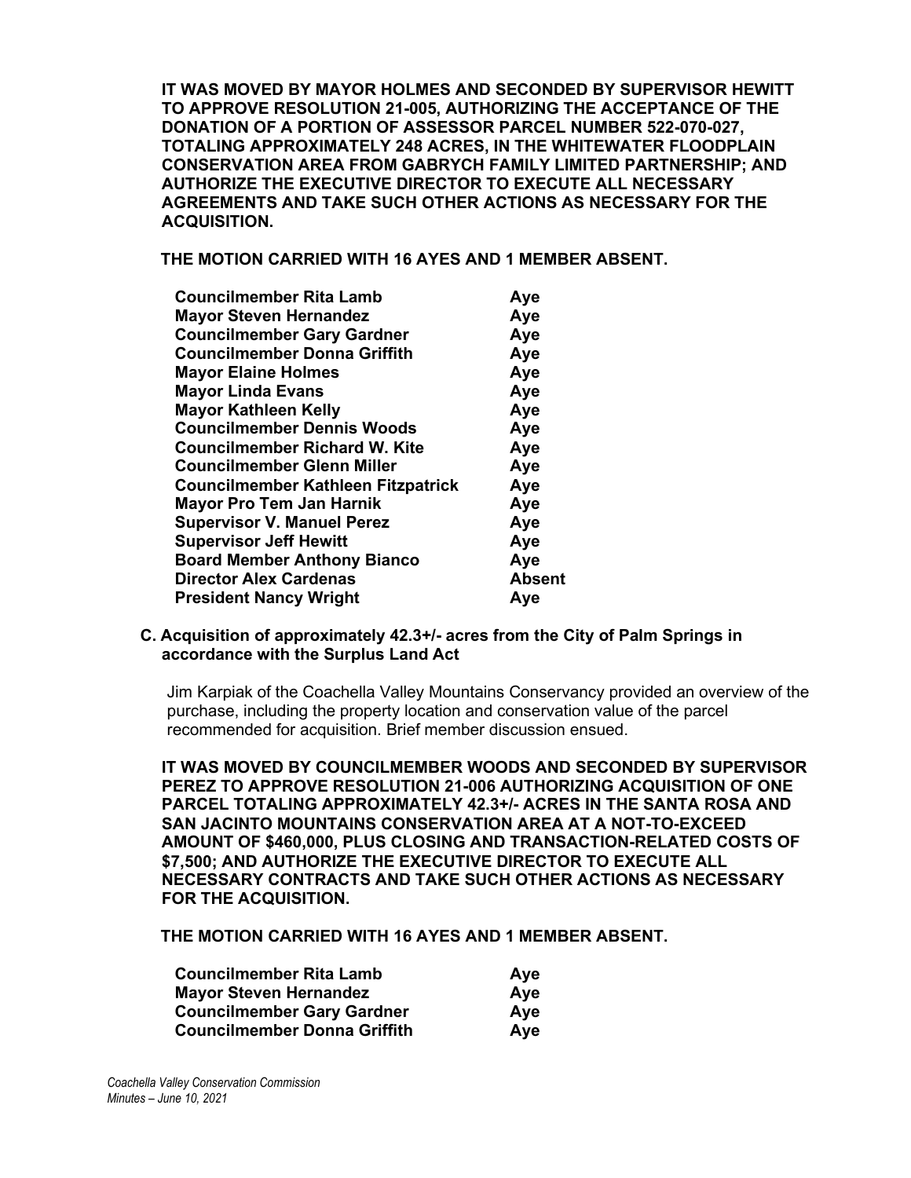**IT WAS MOVED BY MAYOR HOLMES AND SECONDED BY SUPERVISOR HEWITT TO APPROVE RESOLUTION 21-005, AUTHORIZING THE ACCEPTANCE OF THE DONATION OF A PORTION OF ASSESSOR PARCEL NUMBER 522-070-027, TOTALING APPROXIMATELY 248 ACRES, IN THE WHITEWATER FLOODPLAIN CONSERVATION AREA FROM GABRYCH FAMILY LIMITED PARTNERSHIP; AND AUTHORIZE THE EXECUTIVE DIRECTOR TO EXECUTE ALL NECESSARY AGREEMENTS AND TAKE SUCH OTHER ACTIONS AS NECESSARY FOR THE ACQUISITION.**

**THE MOTION CARRIED WITH 16 AYES AND 1 MEMBER ABSENT.**

| | |
|---|---|
| **Councilmember Rita Lamb** | **Aye** |
| **Mayor Steven Hernandez** | **Aye** |
| **Councilmember Gary Gardner** | **Aye** |
| **Councilmember Donna Griffith** | **Aye** |
| **Mayor Elaine Holmes** | **Aye** |
| **Mayor Linda Evans** | **Aye** |
| **Mayor Kathleen Kelly** | **Aye** |
| **Councilmember Dennis Woods** | **Aye** |
| **Councilmember Richard W. Kite** | **Aye** |
| **Councilmember Glenn Miller** | **Aye** |
| **Councilmember Kathleen Fitzpatrick** | **Aye** |
| **Mayor Pro Tem Jan Harnik** | **Aye** |
| **Supervisor V. Manuel Perez** | **Aye** |
| **Supervisor Jeff Hewitt** | **Aye** |
| **Board Member Anthony Bianco** | **Aye** |
| **Director Alex Cardenas** | **Absent** |
| **President Nancy Wright** | **Aye** |

**C. Acquisition of approximately 42.3+/- acres from the City of Palm Springs in accordance with the Surplus Land Act**

Jim Karpiak of the Coachella Valley Mountains Conservancy provided an overview of the purchase, including the property location and conservation value of the parcel recommended for acquisition. Brief member discussion ensued.

**IT WAS MOVED BY COUNCILMEMBER WOODS AND SECONDED BY SUPERVISOR PEREZ TO APPROVE RESOLUTION 21-006 AUTHORIZING ACQUISITION OF ONE PARCEL TOTALING APPROXIMATELY 42.3+/- ACRES IN THE SANTA ROSA AND SAN JACINTO MOUNTAINS CONSERVATION AREA AT A NOT-TO-EXCEED AMOUNT OF $460,000, PLUS CLOSING AND TRANSACTION-RELATED COSTS OF $7,500; AND AUTHORIZE THE EXECUTIVE DIRECTOR TO EXECUTE ALL NECESSARY CONTRACTS AND TAKE SUCH OTHER ACTIONS AS NECESSARY FOR THE ACQUISITION.**

**THE MOTION CARRIED WITH 16 AYES AND 1 MEMBER ABSENT.**

| | |
|---|---|
| **Councilmember Rita Lamb** | **Aye** |
| **Mayor Steven Hernandez** | **Aye** |
| **Councilmember Gary Gardner** | **Aye** |
| **Councilmember Donna Griffith** | **Aye** |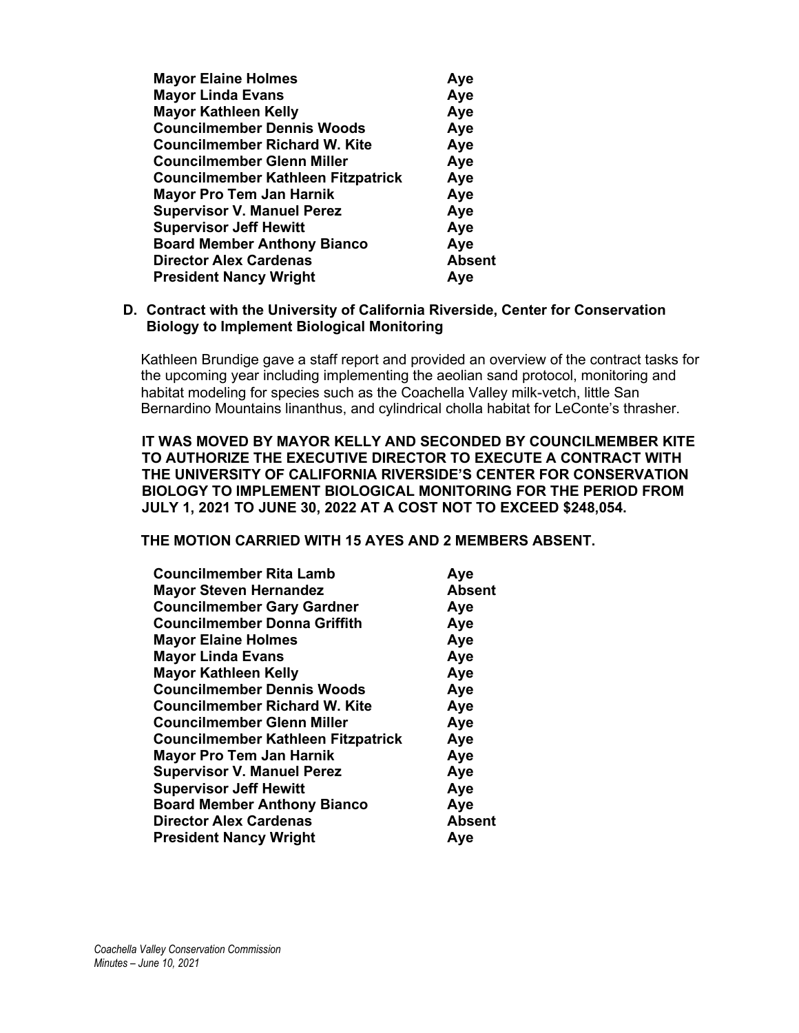| | |
|---|---|
| **Mayor Elaine Holmes** | **Aye** |
| **Mayor Linda Evans** | **Aye** |
| **Mayor Kathleen Kelly** | **Aye** |
| **Councilmember Dennis Woods** | **Aye** |
| **Councilmember Richard W. Kite** | **Aye** |
| **Councilmember Glenn Miller** | **Aye** |
| **Councilmember Kathleen Fitzpatrick** | **Aye** |
| **Mayor Pro Tem Jan Harnik** | **Aye** |
| **Supervisor V. Manuel Perez** | **Aye** |
| **Supervisor Jeff Hewitt** | **Aye** |
| **Board Member Anthony Bianco** | **Aye** |
| **Director Alex Cardenas** | **Absent** |
| **President Nancy Wright** | **Aye** |

**D. Contract with the University of California Riverside, Center for Conservation Biology to Implement Biological Monitoring**

Kathleen Brundige gave a staff report and provided an overview of the contract tasks for the upcoming year including implementing the aeolian sand protocol, monitoring and habitat modeling for species such as the Coachella Valley milk-vetch, little San Bernardino Mountains linanthus, and cylindrical cholla habitat for LeConte's thrasher.

**IT WAS MOVED BY MAYOR KELLY AND SECONDED BY COUNCILMEMBER KITE TO AUTHORIZE THE EXECUTIVE DIRECTOR TO EXECUTE A CONTRACT WITH THE UNIVERSITY OF CALIFORNIA RIVERSIDE'S CENTER FOR CONSERVATION BIOLOGY TO IMPLEMENT BIOLOGICAL MONITORING FOR THE PERIOD FROM JULY 1, 2021 TO JUNE 30, 2022 AT A COST NOT TO EXCEED $248,054.**

**THE MOTION CARRIED WITH 15 AYES AND 2 MEMBERS ABSENT.**

| | |
|---|---|
| **Councilmember Rita Lamb** | **Aye** |
| **Mayor Steven Hernandez** | **Absent** |
| **Councilmember Gary Gardner** | **Aye** |
| **Councilmember Donna Griffith** | **Aye** |
| **Mayor Elaine Holmes** | **Aye** |
| **Mayor Linda Evans** | **Aye** |
| **Mayor Kathleen Kelly** | **Aye** |
| **Councilmember Dennis Woods** | **Aye** |
| **Councilmember Richard W. Kite** | **Aye** |
| **Councilmember Glenn Miller** | **Aye** |
| **Councilmember Kathleen Fitzpatrick** | **Aye** |
| **Mayor Pro Tem Jan Harnik** | **Aye** |
| **Supervisor V. Manuel Perez** | **Aye** |
| **Supervisor Jeff Hewitt** | **Aye** |
| **Board Member Anthony Bianco** | **Aye** |
| **Director Alex Cardenas** | **Absent** |
| **President Nancy Wright** | **Aye** |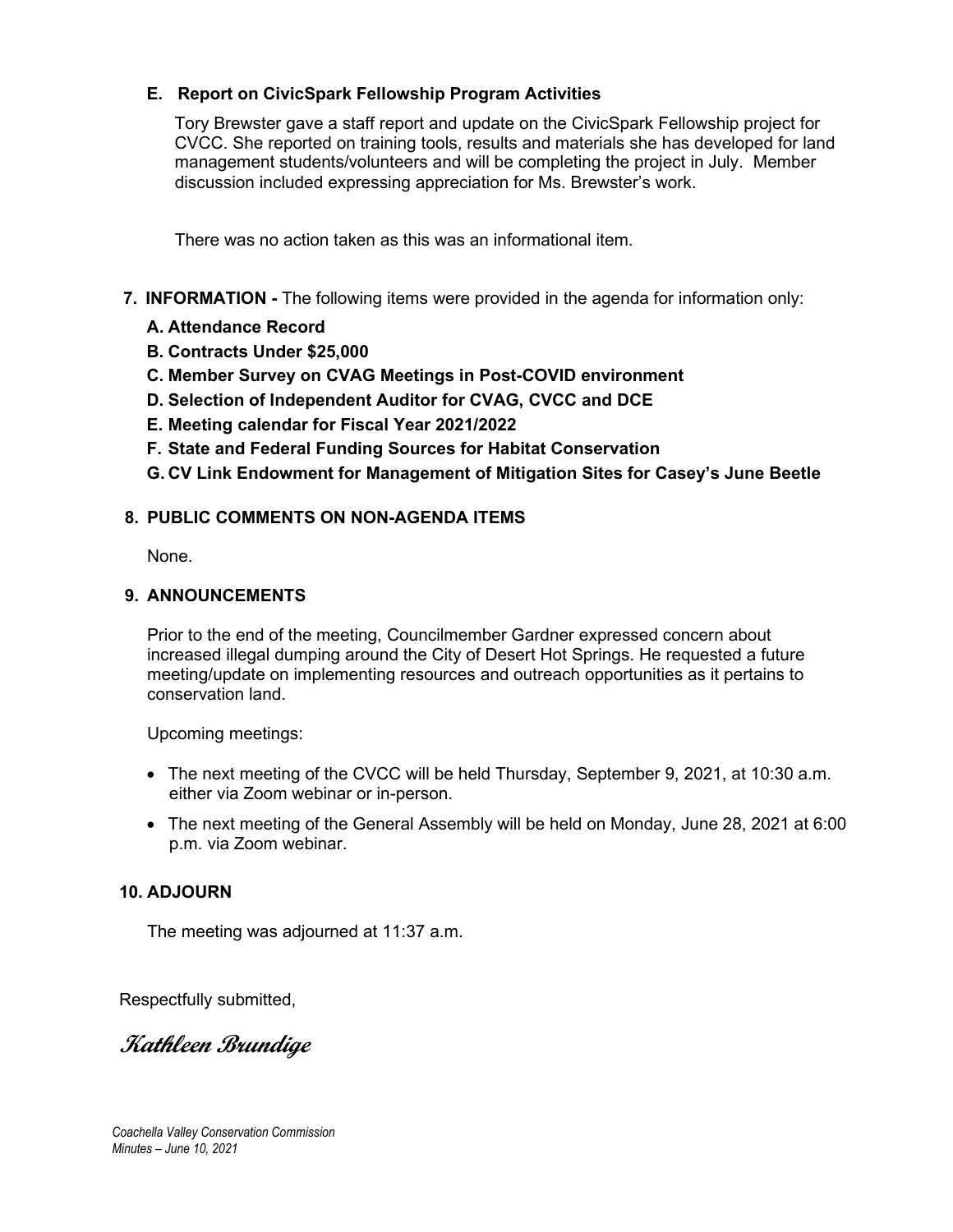**E. Report on CivicSpark Fellowship Program Activities**

Tory Brewster gave a staff report and update on the CivicSpark Fellowship project for CVCC. She reported on training tools, results and materials she has developed for land management students/volunteers and will be completing the project in July. Member discussion included expressing appreciation for Ms. Brewster's work.

There was no action taken as this was an informational item.

**7. INFORMATION -** The following items were provided in the agenda for information only:

**A. Attendance Record**

**B. Contracts Under $25,000**

**C. Member Survey on CVAG Meetings in Post-COVID environment**

**D. Selection of Independent Auditor for CVAG, CVCC and DCE**

**E. Meeting calendar for Fiscal Year 2021/2022**

**F. State and Federal Funding Sources for Habitat Conservation**

**G. CV Link Endowment for Management of Mitigation Sites for Casey's June Beetle**

**8. PUBLIC COMMENTS ON NON-AGENDA ITEMS**

None.

**9. ANNOUNCEMENTS**

Prior to the end of the meeting, Councilmember Gardner expressed concern about increased illegal dumping around the City of Desert Hot Springs. He requested a future meeting/update on implementing resources and outreach opportunities as it pertains to conservation land.

Upcoming meetings:

- The next meeting of the CVCC will be held Thursday, September 9, 2021, at 10:30 a.m. either via Zoom webinar or in-person.
- The next meeting of the General Assembly will be held on Monday, June 28, 2021 at 6:00 p.m. via Zoom webinar.

**10. ADJOURN**

The meeting was adjourned at 11:37 a.m.

Respectfully submitted,

*Kathleen Brundige*